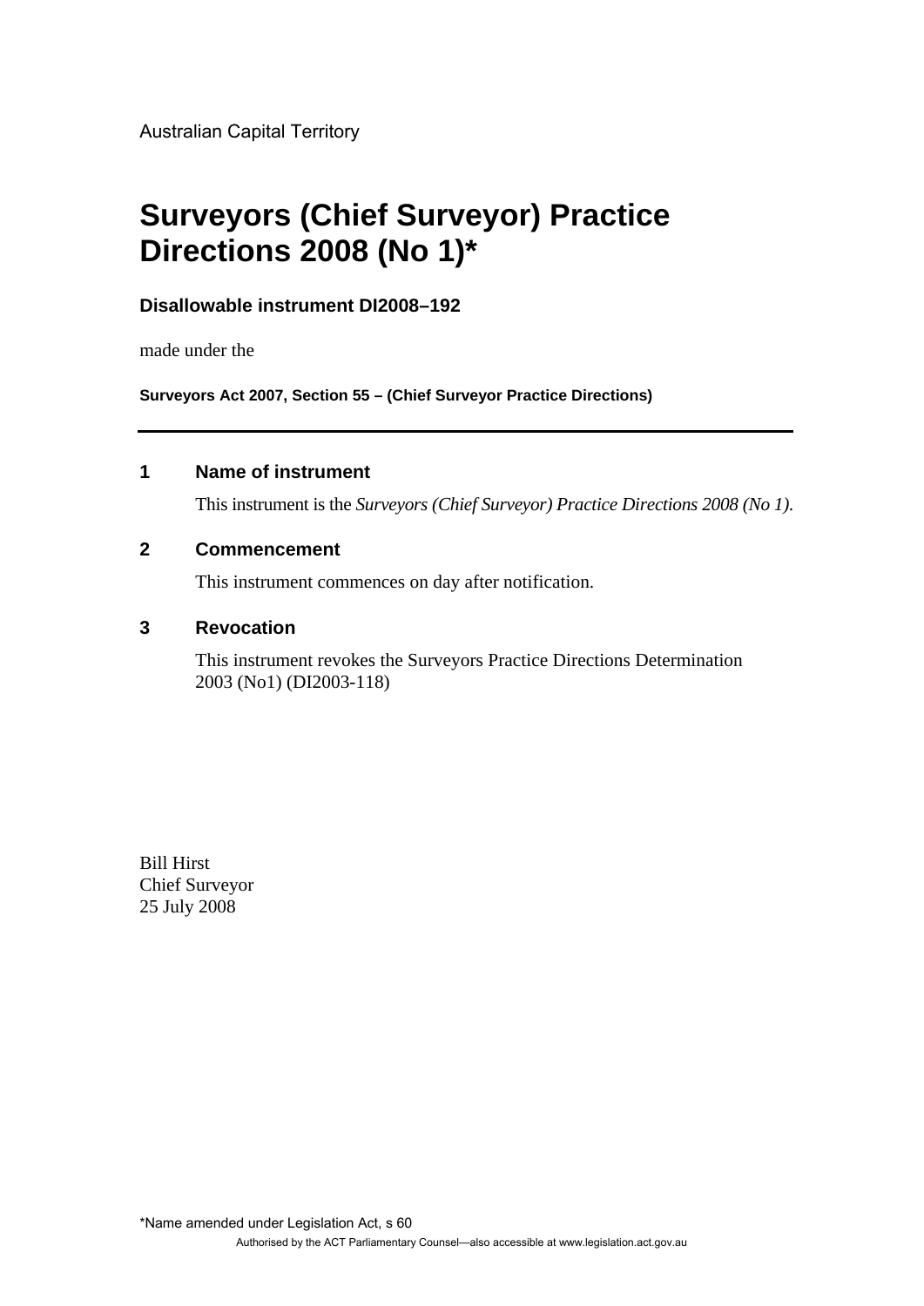Australian Capital Territory

# Surveyors (Chief Surveyor) Practice Directions 2008 (No 1)*

**Disallowable instrument DI2008–192**

made under the

**Surveyors Act 2007, Section 55 – (Chief Surveyor Practice Directions)**

---

## 1 Name of instrument

This instrument is the *Surveyors (Chief Surveyor) Practice Directions 2008 (No 1)*.

## 2 Commencement

This instrument commences on day after notification.

## 3 Revocation

This instrument revokes the Surveyors Practice Directions Determination 2003 (No1) (DI2003-118)

Bill Hirst
Chief Surveyor
25 July 2008

*Name amended under Legislation Act, s 60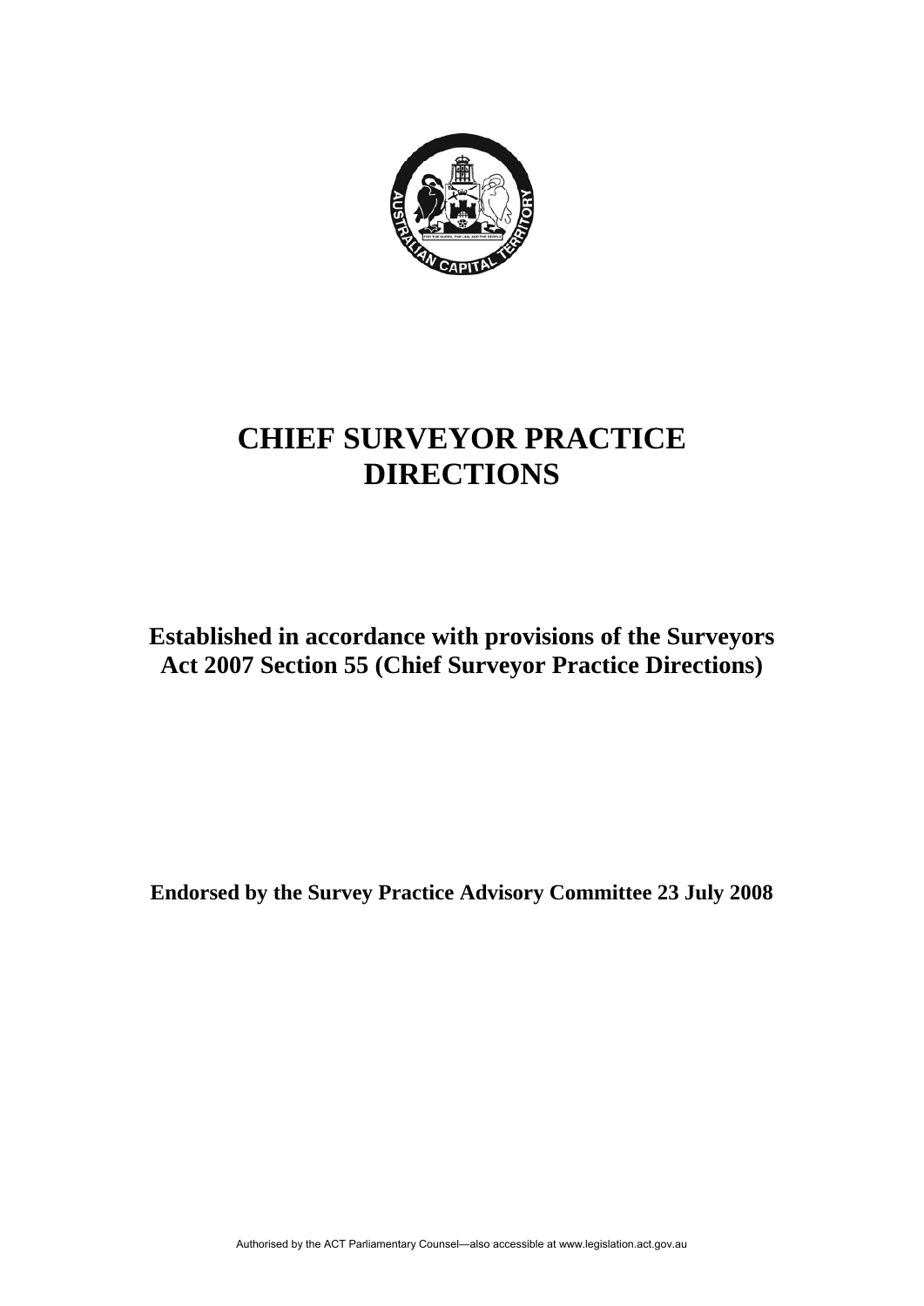# CHIEF SURVEYOR PRACTICE DIRECTIONS

**Established in accordance with provisions of the Surveyors Act 2007 Section 55 (Chief Surveyor Practice Directions)**

**Endorsed by the Survey Practice Advisory Committee 23 July 2008**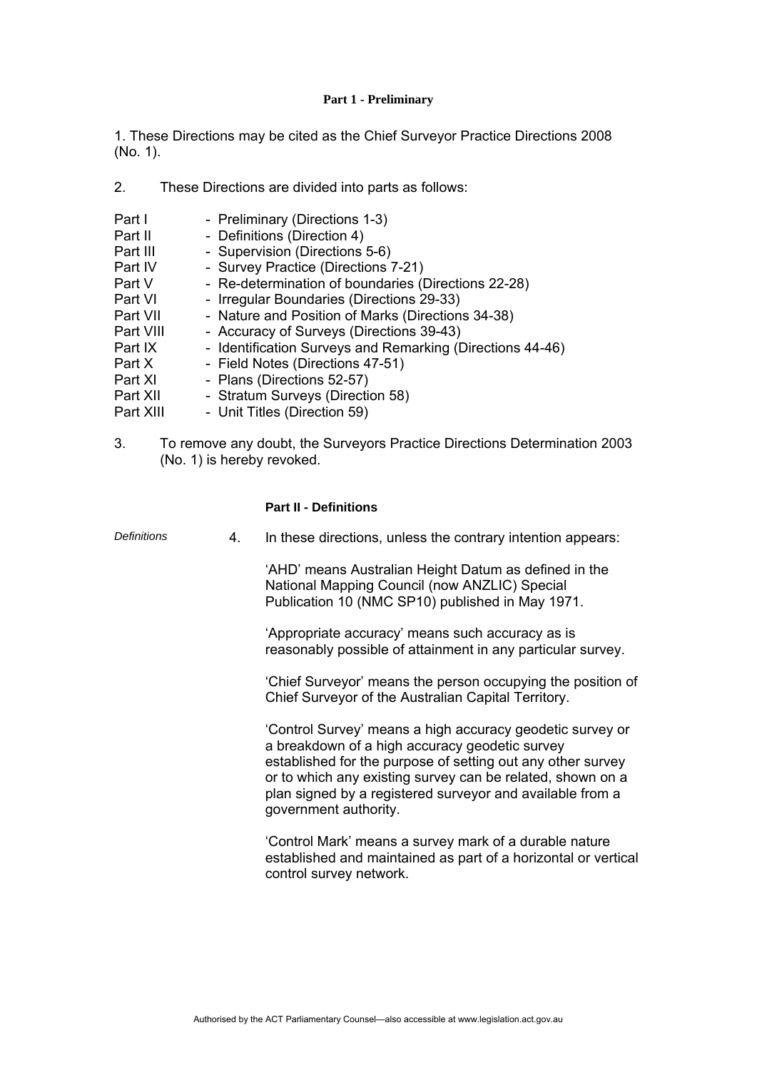#### Part 1 - Preliminary

1. These Directions may be cited as the Chief Surveyor Practice Directions 2008 (No. 1).

2. These Directions are divided into parts as follows:

| | |
|---|---|
| Part I | - Preliminary (Directions 1-3) |
| Part II | - Definitions (Direction 4) |
| Part III | - Supervision (Directions 5-6) |
| Part IV | - Survey Practice (Directions 7-21) |
| Part V | - Re-determination of boundaries (Directions 22-28) |
| Part VI | - Irregular Boundaries (Directions 29-33) |
| Part VII | - Nature and Position of Marks (Directions 34-38) |
| Part VIII | - Accuracy of Surveys (Directions 39-43) |
| Part IX | - Identification Surveys and Remarking (Directions 44-46) |
| Part X | - Field Notes (Directions 47-51) |
| Part XI | - Plans (Directions 52-57) |
| Part XII | - Stratum Surveys (Direction 58) |
| Part XIII | - Unit Titles (Direction 59) |

3. To remove any doubt, the Surveyors Practice Directions Determination 2003 (No. 1) is hereby revoked.

#### Part II - Definitions

*Definitions*

4. In these directions, unless the contrary intention appears:

'AHD' means Australian Height Datum as defined in the National Mapping Council (now ANZLIC) Special Publication 10 (NMC SP10) published in May 1971.

'Appropriate accuracy' means such accuracy as is reasonably possible of attainment in any particular survey.

'Chief Surveyor' means the person occupying the position of Chief Surveyor of the Australian Capital Territory.

'Control Survey' means a high accuracy geodetic survey or a breakdown of a high accuracy geodetic survey established for the purpose of setting out any other survey or to which any existing survey can be related, shown on a plan signed by a registered surveyor and available from a government authority.

'Control Mark' means a survey mark of a durable nature established and maintained as part of a horizontal or vertical control survey network.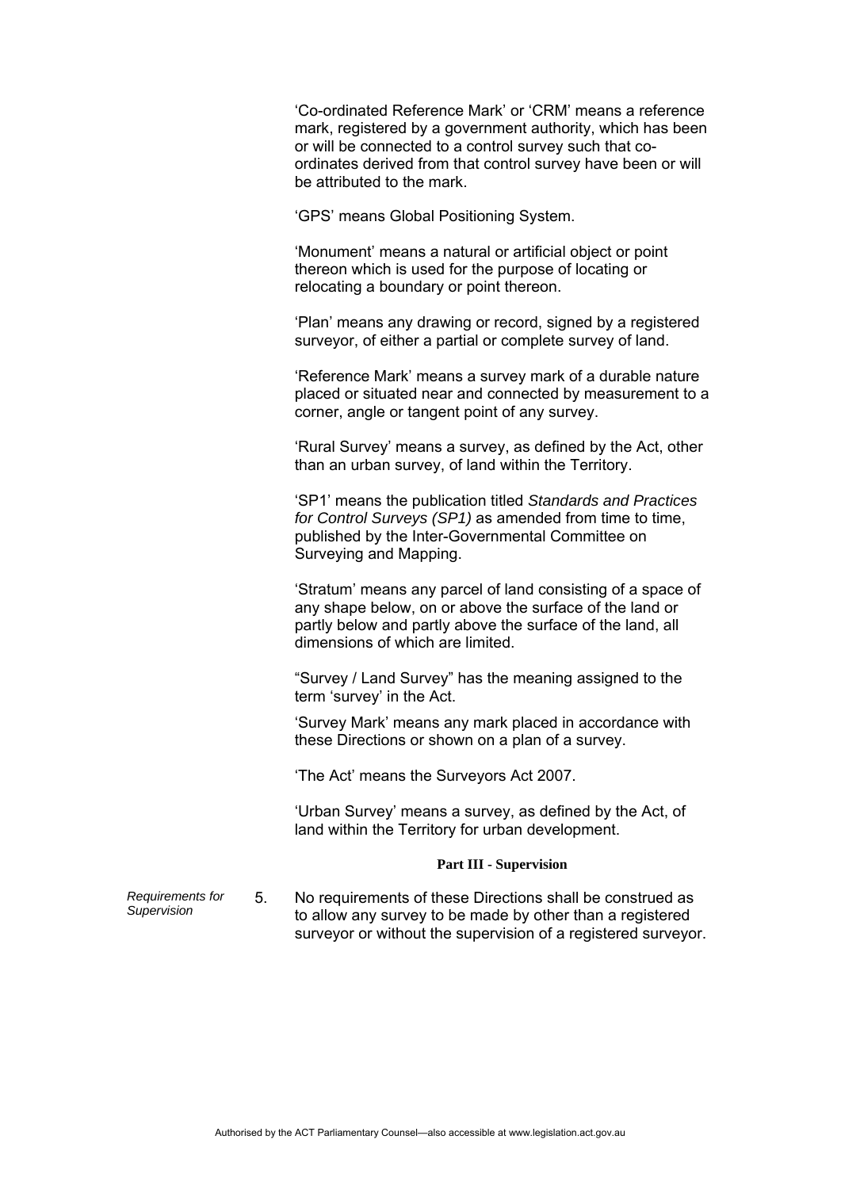'Co-ordinated Reference Mark' or 'CRM' means a reference mark, registered by a government authority, which has been or will be connected to a control survey such that co-ordinates derived from that control survey have been or will be attributed to the mark.

'GPS' means Global Positioning System.

'Monument' means a natural or artificial object or point thereon which is used for the purpose of locating or relocating a boundary or point thereon.

'Plan' means any drawing or record, signed by a registered surveyor, of either a partial or complete survey of land.

'Reference Mark' means a survey mark of a durable nature placed or situated near and connected by measurement to a corner, angle or tangent point of any survey.

'Rural Survey' means a survey, as defined by the Act, other than an urban survey, of land within the Territory.

'SP1' means the publication titled *Standards and Practices for Control Surveys (SP1)* as amended from time to time, published by the Inter-Governmental Committee on Surveying and Mapping.

'Stratum' means any parcel of land consisting of a space of any shape below, on or above the surface of the land or partly below and partly above the surface of the land, all dimensions of which are limited.

"Survey / Land Survey" has the meaning assigned to the term 'survey' in the Act.

'Survey Mark' means any mark placed in accordance with these Directions or shown on a plan of a survey.

'The Act' means the Surveyors Act 2007.

'Urban Survey' means a survey, as defined by the Act, of land within the Territory for urban development.

**Part III - Supervision**

*Requirements for Supervision*

5. No requirements of these Directions shall be construed as to allow any survey to be made by other than a registered surveyor or without the supervision of a registered surveyor.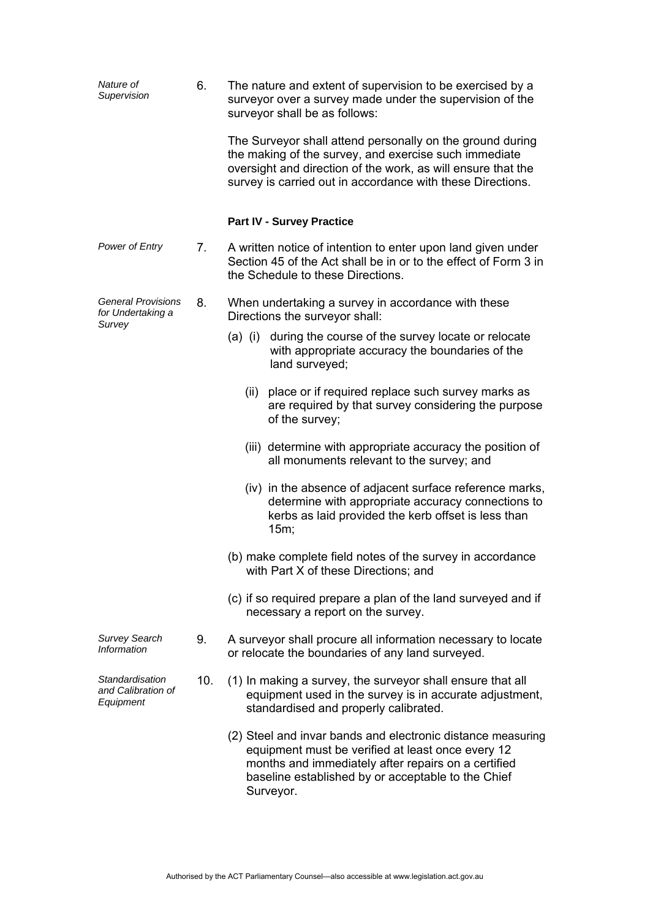*Nature of Supervision*

6. The nature and extent of supervision to be exercised by a surveyor over a survey made under the supervision of the surveyor shall be as follows:

   The Surveyor shall attend personally on the ground during the making of the survey, and exercise such immediate oversight and direction of the work, as will ensure that the survey is carried out in accordance with these Directions.

**Part IV - Survey Practice**

*Power of Entry*

7. A written notice of intention to enter upon land given under Section 45 of the Act shall be in or to the effect of Form 3 in the Schedule to these Directions.

*General Provisions for Undertaking a Survey*

8. When undertaking a survey in accordance with these Directions the surveyor shall:

   (a) (i) during the course of the survey locate or relocate with appropriate accuracy the boundaries of the land surveyed;

   (ii) place or if required replace such survey marks as are required by that survey considering the purpose of the survey;

   (iii) determine with appropriate accuracy the position of all monuments relevant to the survey; and

   (iv) in the absence of adjacent surface reference marks, determine with appropriate accuracy connections to kerbs as laid provided the kerb offset is less than 15m;

   (b) make complete field notes of the survey in accordance with Part X of these Directions; and

   (c) if so required prepare a plan of the land surveyed and if necessary a report on the survey.

*Survey Search Information*

9. A surveyor shall procure all information necessary to locate or relocate the boundaries of any land surveyed.

*Standardisation and Calibration of Equipment*

10. (1) In making a survey, the surveyor shall ensure that all equipment used in the survey is in accurate adjustment, standardised and properly calibrated.

    (2) Steel and invar bands and electronic distance measuring equipment must be verified at least once every 12 months and immediately after repairs on a certified baseline established by or acceptable to the Chief Surveyor.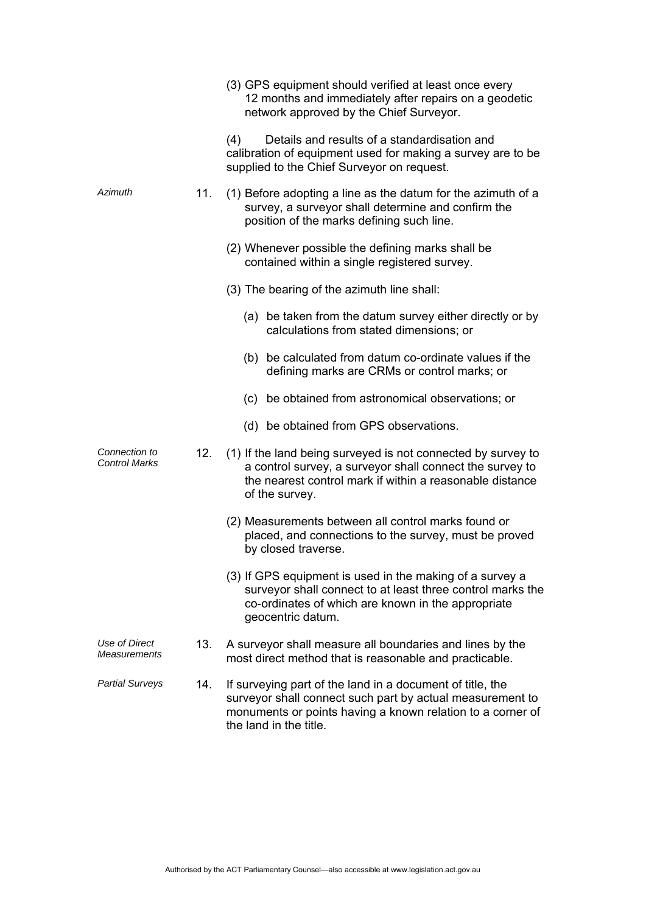(3) GPS equipment should verified at least once every 12 months and immediately after repairs on a geodetic network approved by the Chief Surveyor.

(4) Details and results of a standardisation and calibration of equipment used for making a survey are to be supplied to the Chief Surveyor on request.

*Azimuth*

11. (1) Before adopting a line as the datum for the azimuth of a survey, a surveyor shall determine and confirm the position of the marks defining such line.

(2) Whenever possible the defining marks shall be contained within a single registered survey.

(3) The bearing of the azimuth line shall:

(a) be taken from the datum survey either directly or by calculations from stated dimensions; or

(b) be calculated from datum co-ordinate values if the defining marks are CRMs or control marks; or

(c) be obtained from astronomical observations; or

(d) be obtained from GPS observations.

*Connection to Control Marks*

12. (1) If the land being surveyed is not connected by survey to a control survey, a surveyor shall connect the survey to the nearest control mark if within a reasonable distance of the survey.

(2) Measurements between all control marks found or placed, and connections to the survey, must be proved by closed traverse.

(3) If GPS equipment is used in the making of a survey a surveyor shall connect to at least three control marks the co-ordinates of which are known in the appropriate geocentric datum.

*Use of Direct Measurements*

13. A surveyor shall measure all boundaries and lines by the most direct method that is reasonable and practicable.

*Partial Surveys*

14. If surveying part of the land in a document of title, the surveyor shall connect such part by actual measurement to monuments or points having a known relation to a corner of the land in the title.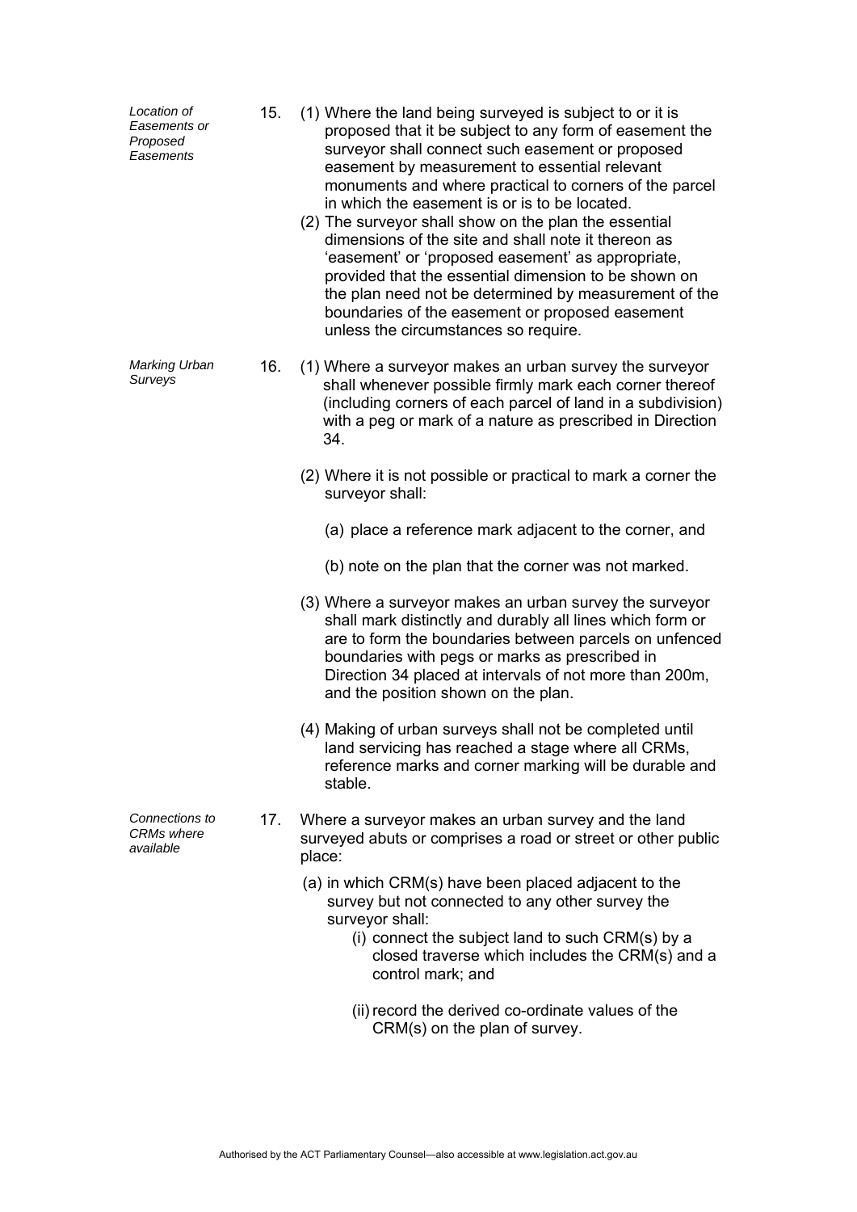*Location of Easements or Proposed Easements*

15. (1) Where the land being surveyed is subject to or it is proposed that it be subject to any form of easement the surveyor shall connect such easement or proposed easement by measurement to essential relevant monuments and where practical to corners of the parcel in which the easement is or is to be located.

(2) The surveyor shall show on the plan the essential dimensions of the site and shall note it thereon as 'easement' or 'proposed easement' as appropriate, provided that the essential dimension to be shown on the plan need not be determined by measurement of the boundaries of the easement or proposed easement unless the circumstances so require.

*Marking Urban Surveys*

16. (1) Where a surveyor makes an urban survey the surveyor shall whenever possible firmly mark each corner thereof (including corners of each parcel of land in a subdivision) with a peg or mark of a nature as prescribed in Direction 34.

(2) Where it is not possible or practical to mark a corner the surveyor shall:

(a) place a reference mark adjacent to the corner, and

(b) note on the plan that the corner was not marked.

(3) Where a surveyor makes an urban survey the surveyor shall mark distinctly and durably all lines which form or are to form the boundaries between parcels on unfenced boundaries with pegs or marks as prescribed in Direction 34 placed at intervals of not more than 200m, and the position shown on the plan.

(4) Making of urban surveys shall not be completed until land servicing has reached a stage where all CRMs, reference marks and corner marking will be durable and stable.

*Connections to CRMs where available*

17. Where a surveyor makes an urban survey and the land surveyed abuts or comprises a road or street or other public place:

(a) in which CRM(s) have been placed adjacent to the survey but not connected to any other survey the surveyor shall:

(i) connect the subject land to such CRM(s) by a closed traverse which includes the CRM(s) and a control mark; and

(ii) record the derived co-ordinate values of the CRM(s) on the plan of survey.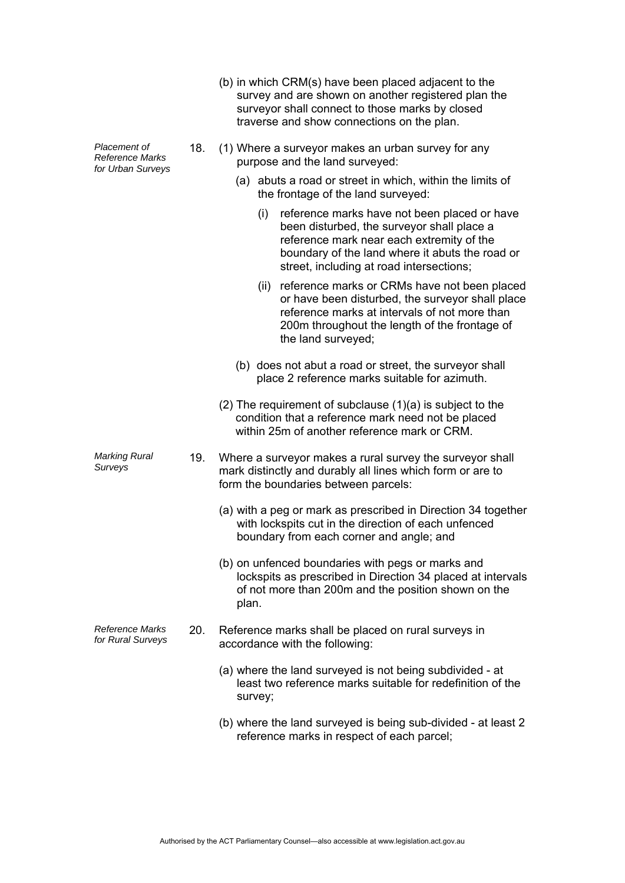(b) in which CRM(s) have been placed adjacent to the survey and are shown on another registered plan the surveyor shall connect to those marks by closed traverse and show connections on the plan.

*Placement of Reference Marks for Urban Surveys*

18. (1) Where a surveyor makes an urban survey for any purpose and the land surveyed:

   (a) abuts a road or street in which, within the limits of the frontage of the land surveyed:

      (i) reference marks have not been placed or have been disturbed, the surveyor shall place a reference mark near each extremity of the boundary of the land where it abuts the road or street, including at road intersections;

      (ii) reference marks or CRMs have not been placed or have been disturbed, the surveyor shall place reference marks at intervals of not more than 200m throughout the length of the frontage of the land surveyed;

   (b) does not abut a road or street, the surveyor shall place 2 reference marks suitable for azimuth.

   (2) The requirement of subclause (1)(a) is subject to the condition that a reference mark need not be placed within 25m of another reference mark or CRM.

*Marking Rural Surveys*

19. Where a surveyor makes a rural survey the surveyor shall mark distinctly and durably all lines which form or are to form the boundaries between parcels:

   (a) with a peg or mark as prescribed in Direction 34 together with lockspits cut in the direction of each unfenced boundary from each corner and angle; and

   (b) on unfenced boundaries with pegs or marks and lockspits as prescribed in Direction 34 placed at intervals of not more than 200m and the position shown on the plan.

*Reference Marks for Rural Surveys*

20. Reference marks shall be placed on rural surveys in accordance with the following:

   (a) where the land surveyed is not being subdivided - at least two reference marks suitable for redefinition of the survey;

   (b) where the land surveyed is being sub-divided - at least 2 reference marks in respect of each parcel;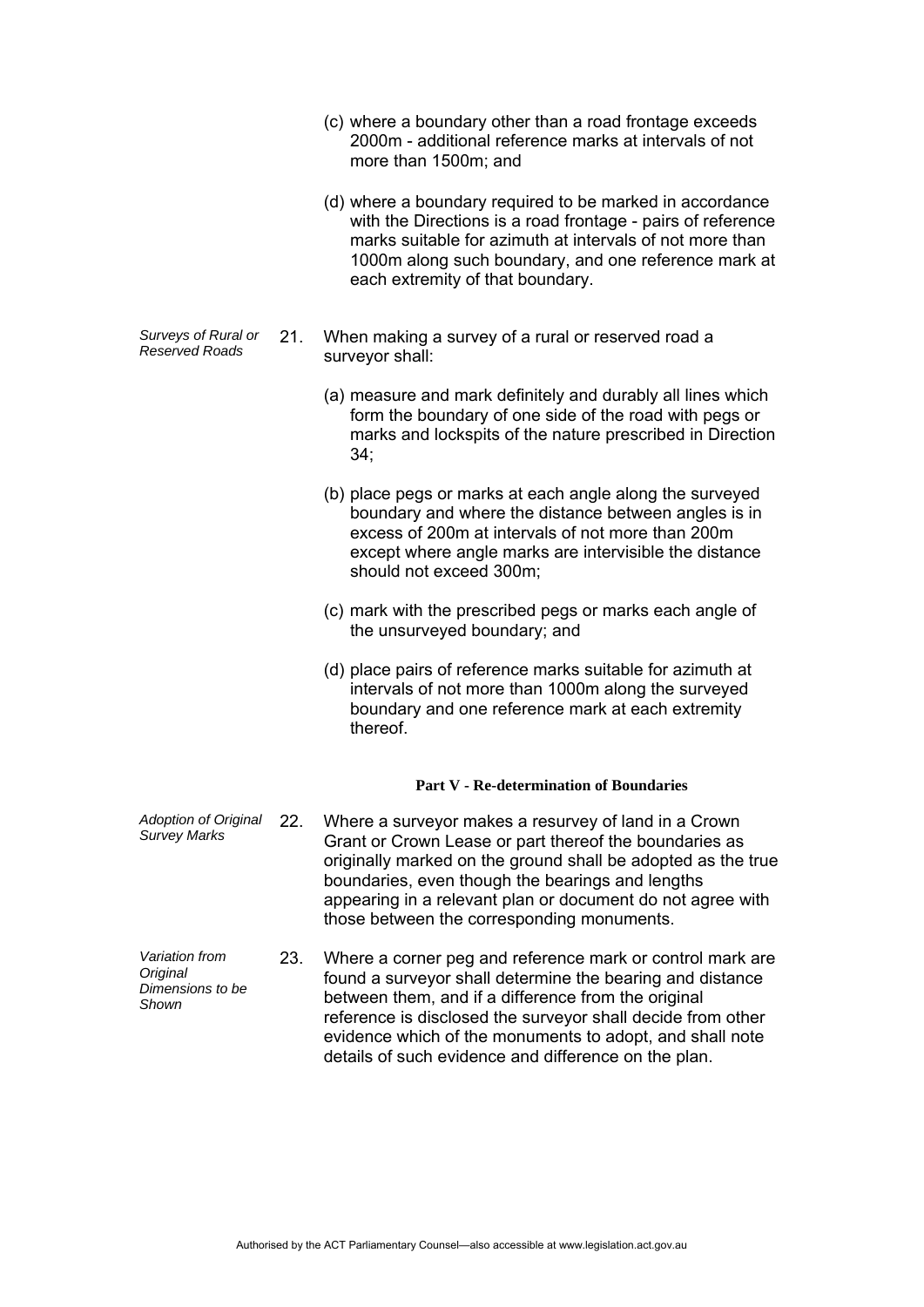(c) where a boundary other than a road frontage exceeds 2000m - additional reference marks at intervals of not more than 1500m; and

(d) where a boundary required to be marked in accordance with the Directions is a road frontage - pairs of reference marks suitable for azimuth at intervals of not more than 1000m along such boundary, and one reference mark at each extremity of that boundary.

*Surveys of Rural or Reserved Roads*

21. When making a survey of a rural or reserved road a surveyor shall:

(a) measure and mark definitely and durably all lines which form the boundary of one side of the road with pegs or marks and lockspits of the nature prescribed in Direction 34;

(b) place pegs or marks at each angle along the surveyed boundary and where the distance between angles is in excess of 200m at intervals of not more than 200m except where angle marks are intervisible the distance should not exceed 300m;

(c) mark with the prescribed pegs or marks each angle of the unsurveyed boundary; and

(d) place pairs of reference marks suitable for azimuth at intervals of not more than 1000m along the surveyed boundary and one reference mark at each extremity thereof.

## Part V - Re-determination of Boundaries

*Adoption of Original Survey Marks*

22. Where a surveyor makes a resurvey of land in a Crown Grant or Crown Lease or part thereof the boundaries as originally marked on the ground shall be adopted as the true boundaries, even though the bearings and lengths appearing in a relevant plan or document do not agree with those between the corresponding monuments.

*Variation from Original Dimensions to be Shown*

23. Where a corner peg and reference mark or control mark are found a surveyor shall determine the bearing and distance between them, and if a difference from the original reference is disclosed the surveyor shall decide from other evidence which of the monuments to adopt, and shall note details of such evidence and difference on the plan.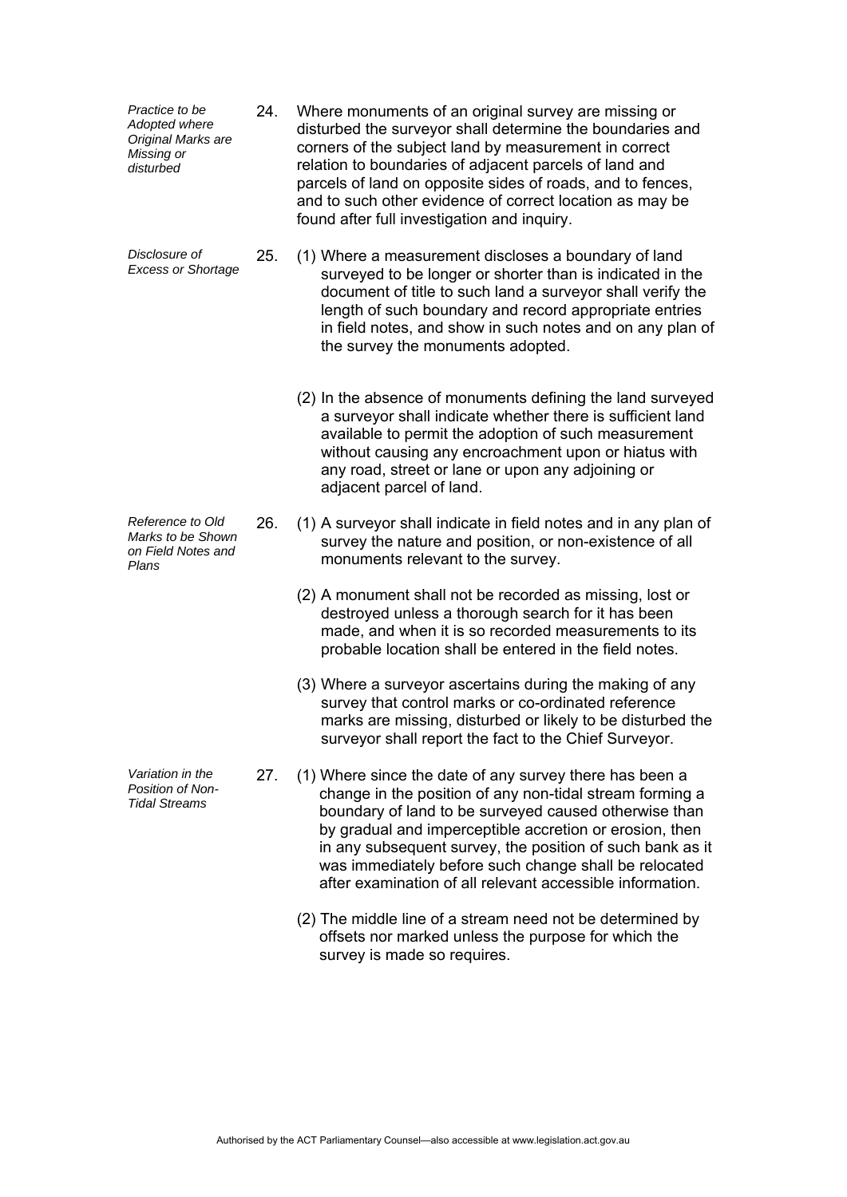*Practice to be Adopted where Original Marks are Missing or disturbed*

24. Where monuments of an original survey are missing or disturbed the surveyor shall determine the boundaries and corners of the subject land by measurement in correct relation to boundaries of adjacent parcels of land and parcels of land on opposite sides of roads, and to fences, and to such other evidence of correct location as may be found after full investigation and inquiry.

*Disclosure of Excess or Shortage*

25. (1) Where a measurement discloses a boundary of land surveyed to be longer or shorter than is indicated in the document of title to such land a surveyor shall verify the length of such boundary and record appropriate entries in field notes, and show in such notes and on any plan of the survey the monuments adopted.

(2) In the absence of monuments defining the land surveyed a surveyor shall indicate whether there is sufficient land available to permit the adoption of such measurement without causing any encroachment upon or hiatus with any road, street or lane or upon any adjoining or adjacent parcel of land.

*Reference to Old Marks to be Shown on Field Notes and Plans*

26. (1) A surveyor shall indicate in field notes and in any plan of survey the nature and position, or non-existence of all monuments relevant to the survey.

(2) A monument shall not be recorded as missing, lost or destroyed unless a thorough search for it has been made, and when it is so recorded measurements to its probable location shall be entered in the field notes.

(3) Where a surveyor ascertains during the making of any survey that control marks or co-ordinated reference marks are missing, disturbed or likely to be disturbed the surveyor shall report the fact to the Chief Surveyor.

*Variation in the Position of Non-Tidal Streams*

27. (1) Where since the date of any survey there has been a change in the position of any non-tidal stream forming a boundary of land to be surveyed caused otherwise than by gradual and imperceptible accretion or erosion, then in any subsequent survey, the position of such bank as it was immediately before such change shall be relocated after examination of all relevant accessible information.

(2) The middle line of a stream need not be determined by offsets nor marked unless the purpose for which the survey is made so requires.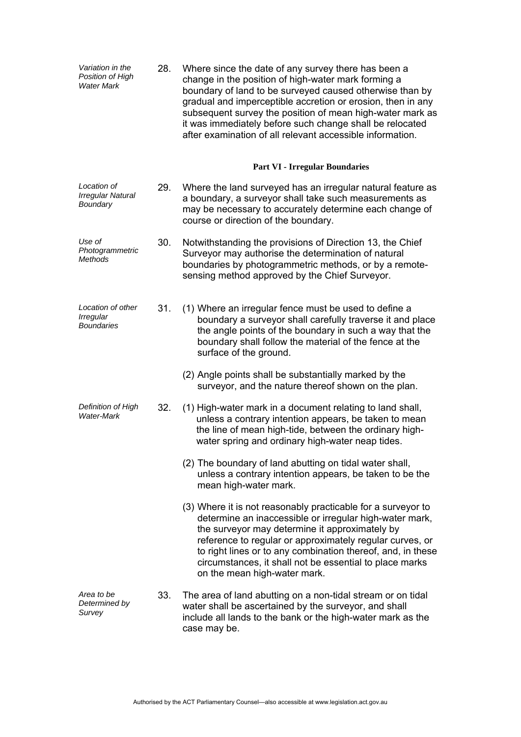*Variation in the Position of High Water Mark*

28. Where since the date of any survey there has been a change in the position of high-water mark forming a boundary of land to be surveyed caused otherwise than by gradual and imperceptible accretion or erosion, then in any subsequent survey the position of mean high-water mark as it was immediately before such change shall be relocated after examination of all relevant accessible information.

## Part VI - Irregular Boundaries

*Location of Irregular Natural Boundary*

29. Where the land surveyed has an irregular natural feature as a boundary, a surveyor shall take such measurements as may be necessary to accurately determine each change of course or direction of the boundary.

*Use of Photogrammetric Methods*

30. Notwithstanding the provisions of Direction 13, the Chief Surveyor may authorise the determination of natural boundaries by photogrammetric methods, or by a remote-sensing method approved by the Chief Surveyor.

*Location of other Irregular Boundaries*

31. (1) Where an irregular fence must be used to define a boundary a surveyor shall carefully traverse it and place the angle points of the boundary in such a way that the boundary shall follow the material of the fence at the surface of the ground.

    (2) Angle points shall be substantially marked by the surveyor, and the nature thereof shown on the plan.

*Definition of High Water-Mark*

32. (1) High-water mark in a document relating to land shall, unless a contrary intention appears, be taken to mean the line of mean high-tide, between the ordinary high-water spring and ordinary high-water neap tides.

    (2) The boundary of land abutting on tidal water shall, unless a contrary intention appears, be taken to be the mean high-water mark.

    (3) Where it is not reasonably practicable for a surveyor to determine an inaccessible or irregular high-water mark, the surveyor may determine it approximately by reference to regular or approximately regular curves, or to right lines or to any combination thereof, and, in these circumstances, it shall not be essential to place marks on the mean high-water mark.

*Area to be Determined by Survey*

33. The area of land abutting on a non-tidal stream or on tidal water shall be ascertained by the surveyor, and shall include all lands to the bank or the high-water mark as the case may be.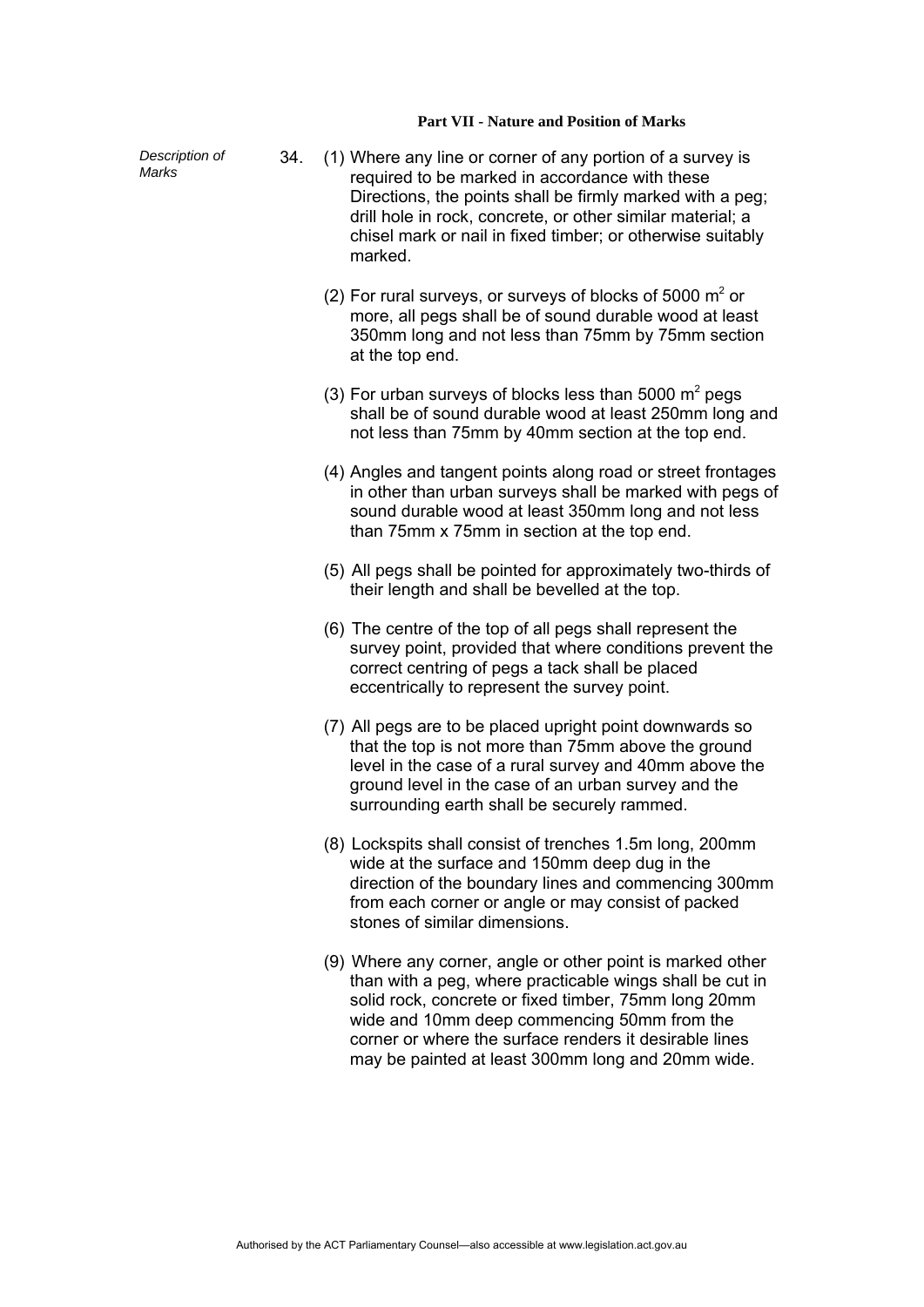## Part VII - Nature and Position of Marks

*Description of Marks*

34. (1) Where any line or corner of any portion of a survey is required to be marked in accordance with these Directions, the points shall be firmly marked with a peg; drill hole in rock, concrete, or other similar material; a chisel mark or nail in fixed timber; or otherwise suitably marked.

(2) For rural surveys, or surveys of blocks of 5000 $m^2$ or more, all pegs shall be of sound durable wood at least 350mm long and not less than 75mm by 75mm section at the top end.

(3) For urban surveys of blocks less than 5000 $m^2$ pegs shall be of sound durable wood at least 250mm long and not less than 75mm by 40mm section at the top end.

(4) Angles and tangent points along road or street frontages in other than urban surveys shall be marked with pegs of sound durable wood at least 350mm long and not less than 75mm x 75mm in section at the top end.

(5) All pegs shall be pointed for approximately two-thirds of their length and shall be bevelled at the top.

(6) The centre of the top of all pegs shall represent the survey point, provided that where conditions prevent the correct centring of pegs a tack shall be placed eccentrically to represent the survey point.

(7) All pegs are to be placed upright point downwards so that the top is not more than 75mm above the ground level in the case of a rural survey and 40mm above the ground level in the case of an urban survey and the surrounding earth shall be securely rammed.

(8) Lockspits shall consist of trenches 1.5m long, 200mm wide at the surface and 150mm deep dug in the direction of the boundary lines and commencing 300mm from each corner or angle or may consist of packed stones of similar dimensions.

(9) Where any corner, angle or other point is marked other than with a peg, where practicable wings shall be cut in solid rock, concrete or fixed timber, 75mm long 20mm wide and 10mm deep commencing 50mm from the corner or where the surface renders it desirable lines may be painted at least 300mm long and 20mm wide.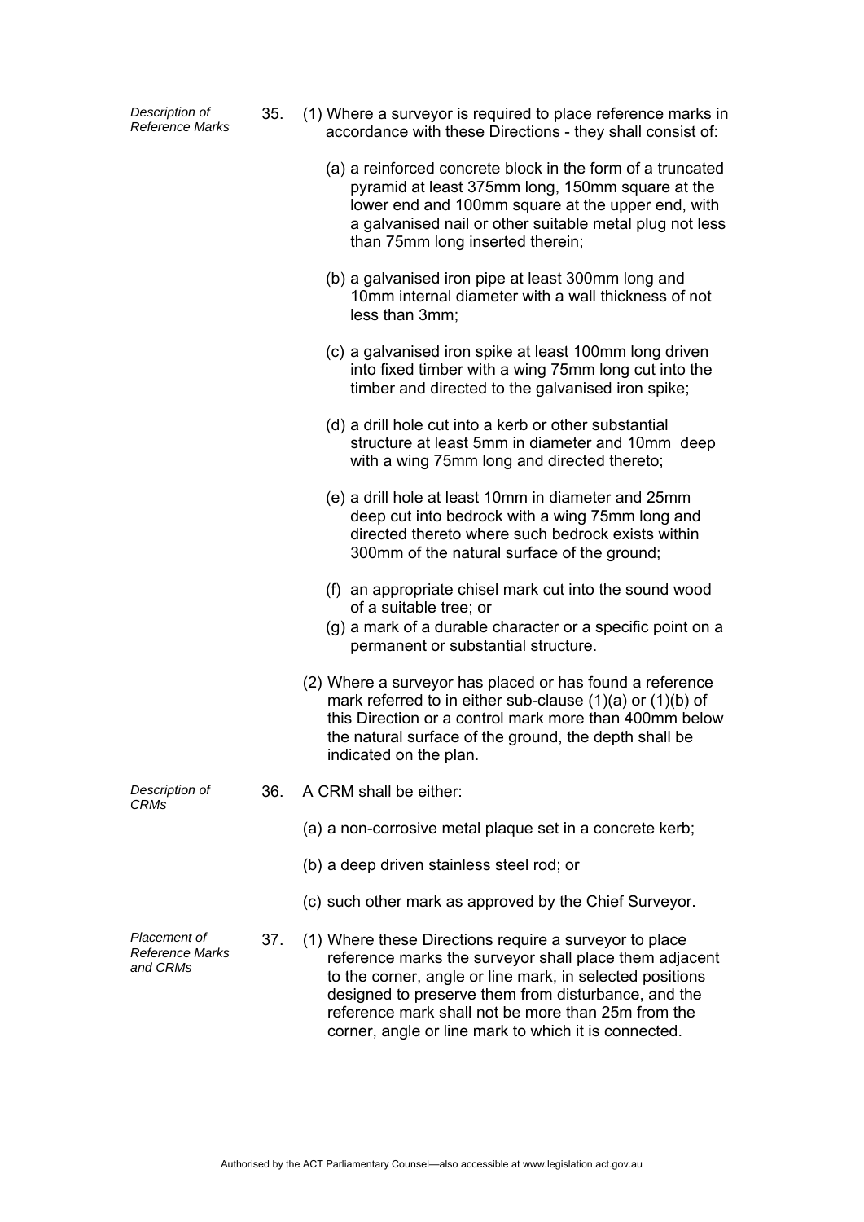*Description of Reference Marks*

35. (1) Where a surveyor is required to place reference marks in accordance with these Directions - they shall consist of:

(a) a reinforced concrete block in the form of a truncated pyramid at least 375mm long, 150mm square at the lower end and 100mm square at the upper end, with a galvanised nail or other suitable metal plug not less than 75mm long inserted therein;

(b) a galvanised iron pipe at least 300mm long and 10mm internal diameter with a wall thickness of not less than 3mm;

(c) a galvanised iron spike at least 100mm long driven into fixed timber with a wing 75mm long cut into the timber and directed to the galvanised iron spike;

(d) a drill hole cut into a kerb or other substantial structure at least 5mm in diameter and 10mm deep with a wing 75mm long and directed thereto;

(e) a drill hole at least 10mm in diameter and 25mm deep cut into bedrock with a wing 75mm long and directed thereto where such bedrock exists within 300mm of the natural surface of the ground;

(f) an appropriate chisel mark cut into the sound wood of a suitable tree; or

(g) a mark of a durable character or a specific point on a permanent or substantial structure.

(2) Where a surveyor has placed or has found a reference mark referred to in either sub-clause (1)(a) or (1)(b) of this Direction or a control mark more than 400mm below the natural surface of the ground, the depth shall be indicated on the plan.

*Description of CRMs*

36. A CRM shall be either:

(a) a non-corrosive metal plaque set in a concrete kerb;

(b) a deep driven stainless steel rod; or

(c) such other mark as approved by the Chief Surveyor.

*Placement of Reference Marks and CRMs*

37. (1) Where these Directions require a surveyor to place reference marks the surveyor shall place them adjacent to the corner, angle or line mark, in selected positions designed to preserve them from disturbance, and the reference mark shall not be more than 25m from the corner, angle or line mark to which it is connected.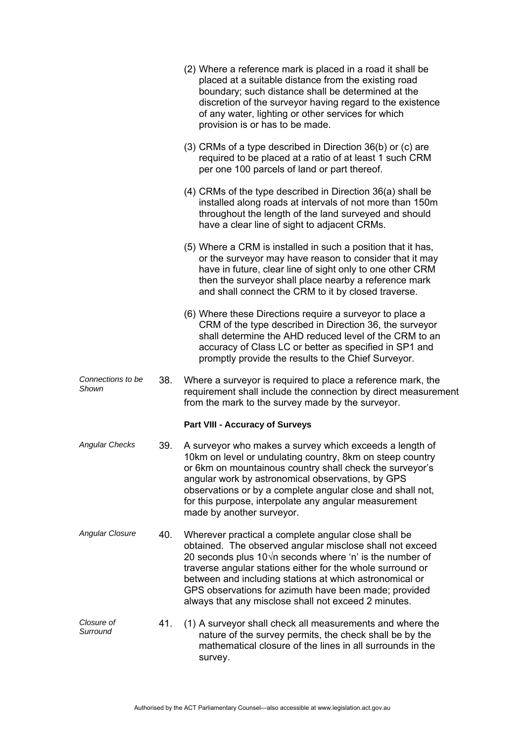(2) Where a reference mark is placed in a road it shall be placed at a suitable distance from the existing road boundary; such distance shall be determined at the discretion of the surveyor having regard to the existence of any water, lighting or other services for which provision is or has to be made.

(3) CRMs of a type described in Direction 36(b) or (c) are required to be placed at a ratio of at least 1 such CRM per one 100 parcels of land or part thereof.

(4) CRMs of the type described in Direction 36(a) shall be installed along roads at intervals of not more than 150m throughout the length of the land surveyed and should have a clear line of sight to adjacent CRMs.

(5) Where a CRM is installed in such a position that it has, or the surveyor may have reason to consider that it may have in future, clear line of sight only to one other CRM then the surveyor shall place nearby a reference mark and shall connect the CRM to it by closed traverse.

(6) Where these Directions require a surveyor to place a CRM of the type described in Direction 36, the surveyor shall determine the AHD reduced level of the CRM to an accuracy of Class LC or better as specified in SP1 and promptly provide the results to the Chief Surveyor.

*Connections to be Shown*

38. Where a surveyor is required to place a reference mark, the requirement shall include the connection by direct measurement from the mark to the survey made by the surveyor.

**Part VIII - Accuracy of Surveys**

*Angular Checks*

39. A surveyor who makes a survey which exceeds a length of 10km on level or undulating country, 8km on steep country or 6km on mountainous country shall check the surveyor's angular work by astronomical observations, by GPS observations or by a complete angular close and shall not, for this purpose, interpolate any angular measurement made by another surveyor.

*Angular Closure*

40. Wherever practical a complete angular close shall be obtained. The observed angular misclose shall not exceed 20 seconds plus $10\sqrt{n}$ seconds where 'n' is the number of traverse angular stations either for the whole surround or between and including stations at which astronomical or GPS observations for azimuth have been made; provided always that any misclose shall not exceed 2 minutes.

*Closure of Surround*

41. (1) A surveyor shall check all measurements and where the nature of the survey permits, the check shall be by the mathematical closure of the lines in all surrounds in the survey.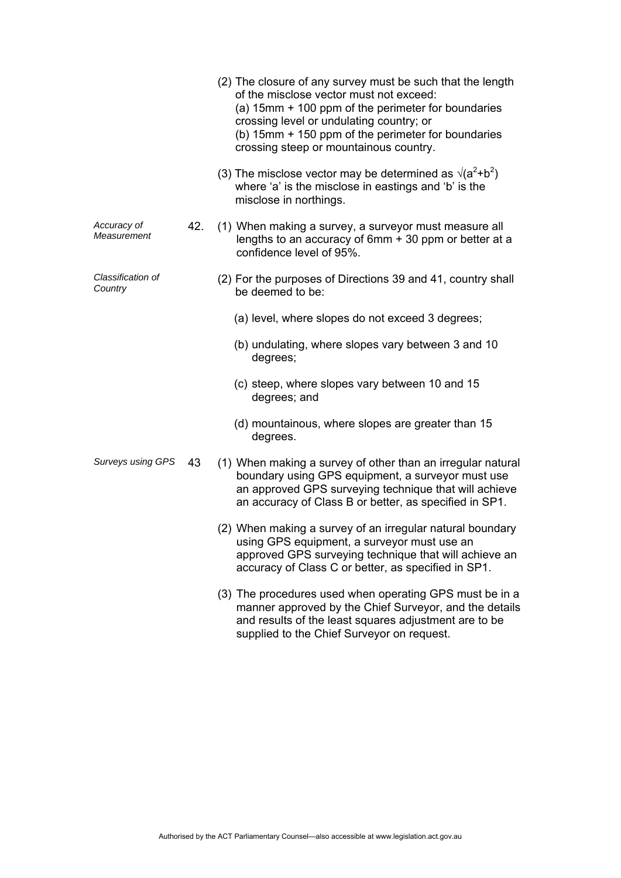(2) The closure of any survey must be such that the length of the misclose vector must not exceed:
(a) 15mm + 100 ppm of the perimeter for boundaries crossing level or undulating country; or
(b) 15mm + 150 ppm of the perimeter for boundaries crossing steep or mountainous country.

(3) The misclose vector may be determined as $\sqrt{(a^2+b^2)}$ where 'a' is the misclose in eastings and 'b' is the misclose in northings.

*Accuracy of Measurement*

42. (1) When making a survey, a surveyor must measure all lengths to an accuracy of 6mm + 30 ppm or better at a confidence level of 95%.

*Classification of Country*

(2) For the purposes of Directions 39 and 41, country shall be deemed to be:

(a) level, where slopes do not exceed 3 degrees;

(b) undulating, where slopes vary between 3 and 10 degrees;

(c) steep, where slopes vary between 10 and 15 degrees; and

(d) mountainous, where slopes are greater than 15 degrees.

*Surveys using GPS*

43 (1) When making a survey of other than an irregular natural boundary using GPS equipment, a surveyor must use an approved GPS surveying technique that will achieve an accuracy of Class B or better, as specified in SP1.

(2) When making a survey of an irregular natural boundary using GPS equipment, a surveyor must use an approved GPS surveying technique that will achieve an accuracy of Class C or better, as specified in SP1.

(3) The procedures used when operating GPS must be in a manner approved by the Chief Surveyor, and the details and results of the least squares adjustment are to be supplied to the Chief Surveyor on request.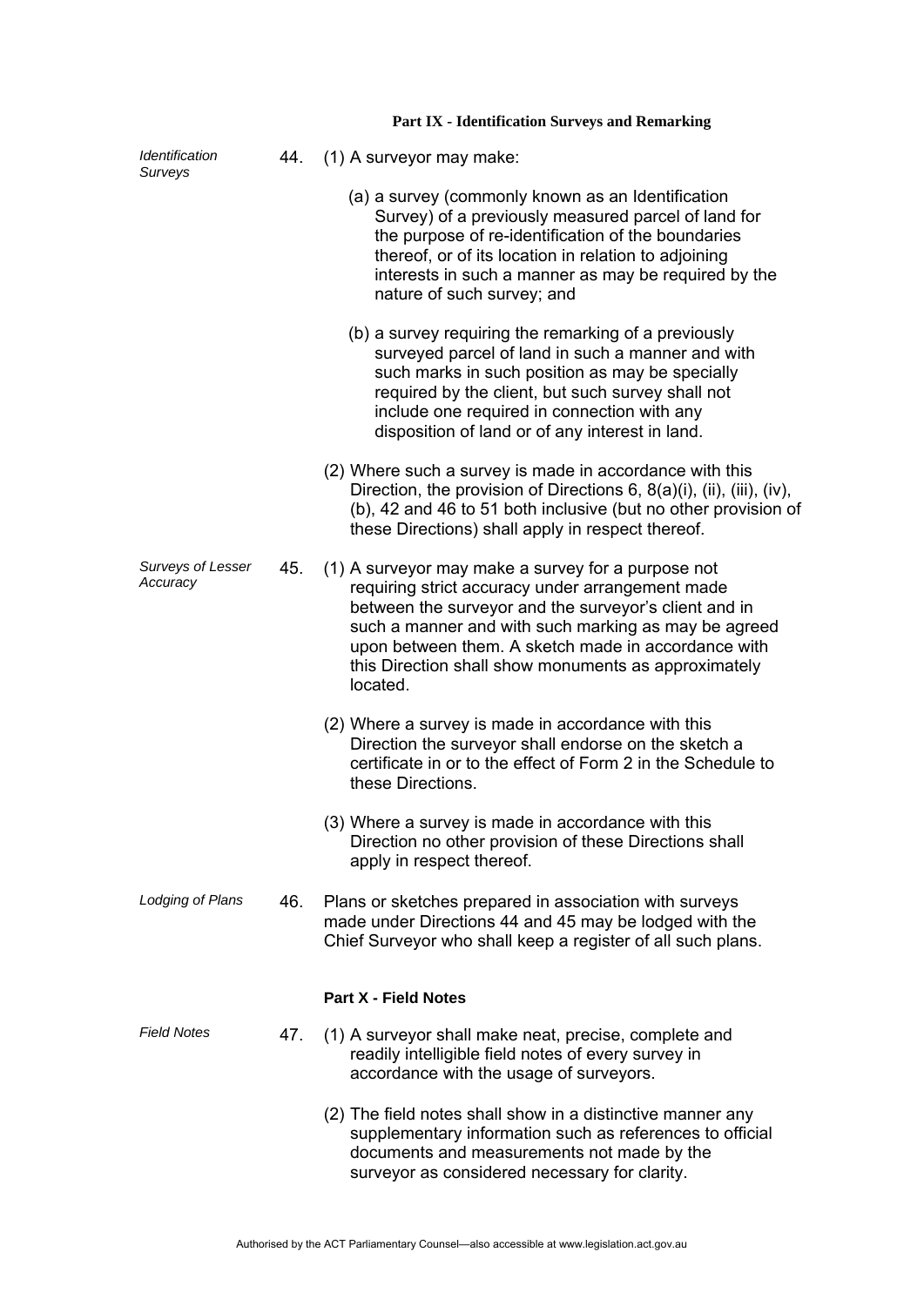## Part IX - Identification Surveys and Remarking

*Identification Surveys*

44. (1) A surveyor may make:

(a) a survey (commonly known as an Identification Survey) of a previously measured parcel of land for the purpose of re-identification of the boundaries thereof, or of its location in relation to adjoining interests in such a manner as may be required by the nature of such survey; and

(b) a survey requiring the remarking of a previously surveyed parcel of land in such a manner and with such marks in such position as may be specially required by the client, but such survey shall not include one required in connection with any disposition of land or of any interest in land.

(2) Where such a survey is made in accordance with this Direction, the provision of Directions 6, 8(a)(i), (ii), (iii), (iv), (b), 42 and 46 to 51 both inclusive (but no other provision of these Directions) shall apply in respect thereof.

*Surveys of Lesser Accuracy*

45. (1) A surveyor may make a survey for a purpose not requiring strict accuracy under arrangement made between the surveyor and the surveyor's client and in such a manner and with such marking as may be agreed upon between them. A sketch made in accordance with this Direction shall show monuments as approximately located.

(2) Where a survey is made in accordance with this Direction the surveyor shall endorse on the sketch a certificate in or to the effect of Form 2 in the Schedule to these Directions.

(3) Where a survey is made in accordance with this Direction no other provision of these Directions shall apply in respect thereof.

*Lodging of Plans*

46. Plans or sketches prepared in association with surveys made under Directions 44 and 45 may be lodged with the Chief Surveyor who shall keep a register of all such plans.

## Part X - Field Notes

*Field Notes*

47. (1) A surveyor shall make neat, precise, complete and readily intelligible field notes of every survey in accordance with the usage of surveyors.

(2) The field notes shall show in a distinctive manner any supplementary information such as references to official documents and measurements not made by the surveyor as considered necessary for clarity.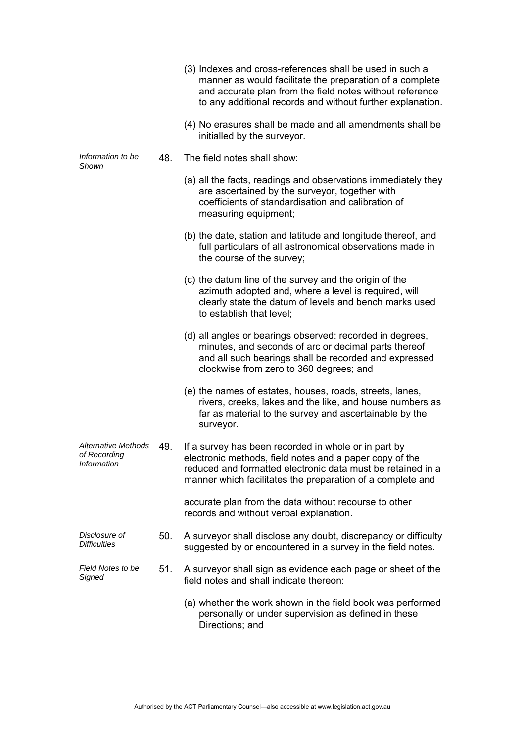(3) Indexes and cross-references shall be used in such a manner as would facilitate the preparation of a complete and accurate plan from the field notes without reference to any additional records and without further explanation.

(4) No erasures shall be made and all amendments shall be initialled by the surveyor.

*Information to be Shown*

48. The field notes shall show:

(a) all the facts, readings and observations immediately they are ascertained by the surveyor, together with coefficients of standardisation and calibration of measuring equipment;

(b) the date, station and latitude and longitude thereof, and full particulars of all astronomical observations made in the course of the survey;

(c) the datum line of the survey and the origin of the azimuth adopted and, where a level is required, will clearly state the datum of levels and bench marks used to establish that level;

(d) all angles or bearings observed: recorded in degrees, minutes, and seconds of arc or decimal parts thereof and all such bearings shall be recorded and expressed clockwise from zero to 360 degrees; and

(e) the names of estates, houses, roads, streets, lanes, rivers, creeks, lakes and the like, and house numbers as far as material to the survey and ascertainable by the surveyor.

*Alternative Methods of Recording Information*

49. If a survey has been recorded in whole or in part by electronic methods, field notes and a paper copy of the reduced and formatted electronic data must be retained in a manner which facilitates the preparation of a complete and accurate plan from the data without recourse to other records and without verbal explanation.

*Disclosure of Difficulties*

50. A surveyor shall disclose any doubt, discrepancy or difficulty suggested by or encountered in a survey in the field notes.

*Field Notes to be Signed*

51. A surveyor shall sign as evidence each page or sheet of the field notes and shall indicate thereon:

(a) whether the work shown in the field book was performed personally or under supervision as defined in these Directions; and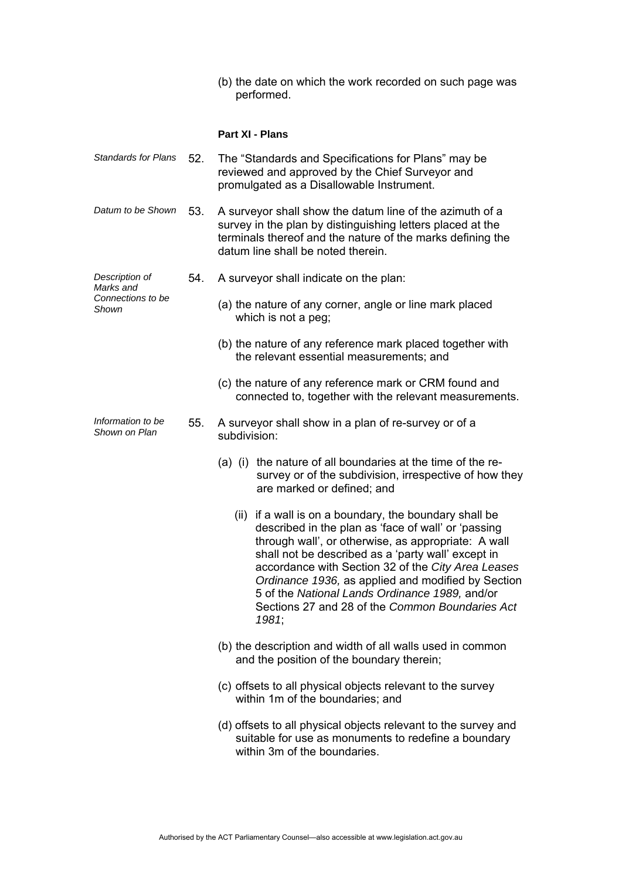(b) the date on which the work recorded on such page was performed.

### Part XI - Plans

*Standards for Plans*

52. The "Standards and Specifications for Plans" may be reviewed and approved by the Chief Surveyor and promulgated as a Disallowable Instrument.

*Datum to be Shown*

53. A surveyor shall show the datum line of the azimuth of a survey in the plan by distinguishing letters placed at the terminals thereof and the nature of the marks defining the datum line shall be noted therein.

*Description of Marks and Connections to be Shown*

54. A surveyor shall indicate on the plan:

(a) the nature of any corner, angle or line mark placed which is not a peg;

(b) the nature of any reference mark placed together with the relevant essential measurements; and

(c) the nature of any reference mark or CRM found and connected to, together with the relevant measurements.

*Information to be Shown on Plan*

55. A surveyor shall show in a plan of re-survey or of a subdivision:

(a) (i) the nature of all boundaries at the time of the re-survey or of the subdivision, irrespective of how they are marked or defined; and

(ii) if a wall is on a boundary, the boundary shall be described in the plan as 'face of wall' or 'passing through wall', or otherwise, as appropriate: A wall shall not be described as a 'party wall' except in accordance with Section 32 of the *City Area Leases Ordinance 1936,* as applied and modified by Section 5 of the *National Lands Ordinance 1989,* and/or Sections 27 and 28 of the *Common Boundaries Act 1981*;

(b) the description and width of all walls used in common and the position of the boundary therein;

(c) offsets to all physical objects relevant to the survey within 1m of the boundaries; and

(d) offsets to all physical objects relevant to the survey and suitable for use as monuments to redefine a boundary within 3m of the boundaries.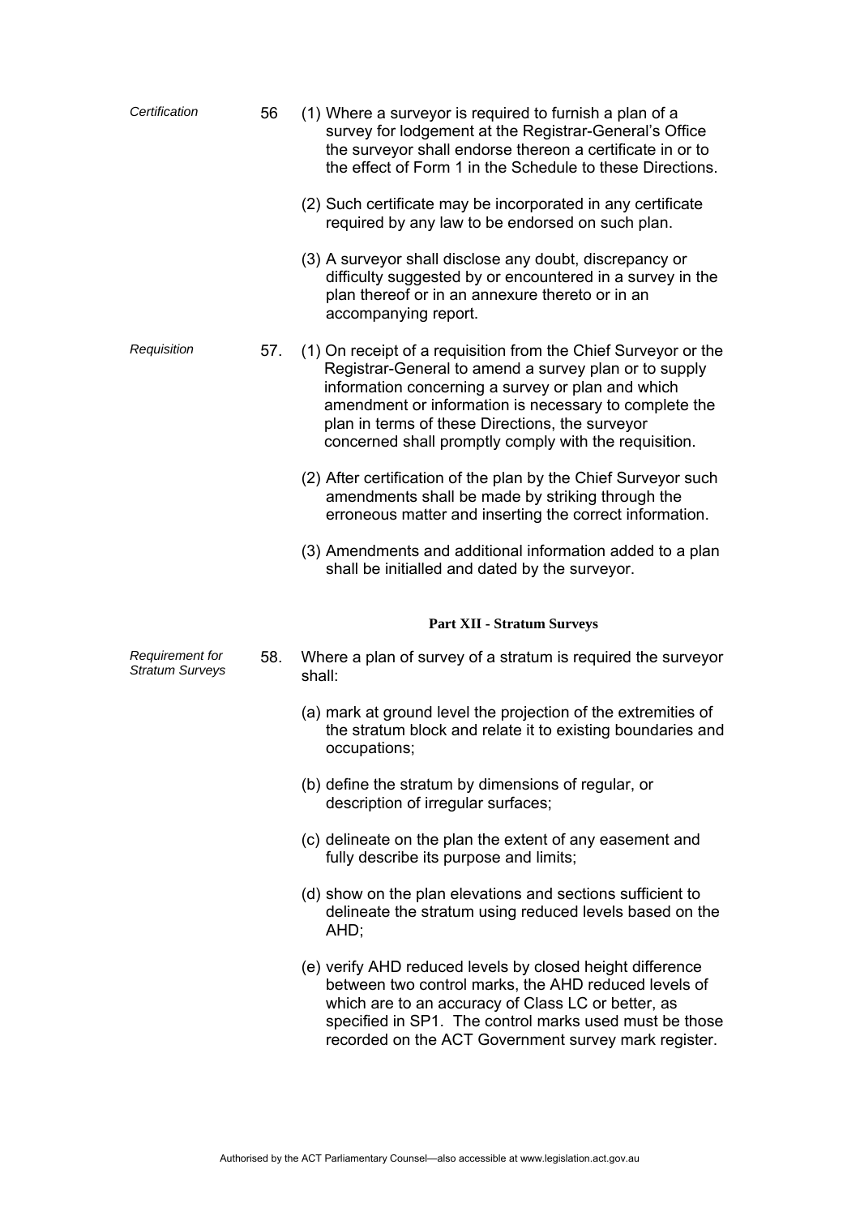*Certification*

56 (1) Where a surveyor is required to furnish a plan of a survey for lodgement at the Registrar-General's Office the surveyor shall endorse thereon a certificate in or to the effect of Form 1 in the Schedule to these Directions.

(2) Such certificate may be incorporated in any certificate required by any law to be endorsed on such plan.

(3) A surveyor shall disclose any doubt, discrepancy or difficulty suggested by or encountered in a survey in the plan thereof or in an annexure thereto or in an accompanying report.

*Requisition*

57. (1) On receipt of a requisition from the Chief Surveyor or the Registrar-General to amend a survey plan or to supply information concerning a survey or plan and which amendment or information is necessary to complete the plan in terms of these Directions, the surveyor concerned shall promptly comply with the requisition.

(2) After certification of the plan by the Chief Surveyor such amendments shall be made by striking through the erroneous matter and inserting the correct information.

(3) Amendments and additional information added to a plan shall be initialled and dated by the surveyor.

## Part XII - Stratum Surveys

*Requirement for Stratum Surveys*

58. Where a plan of survey of a stratum is required the surveyor shall:

(a) mark at ground level the projection of the extremities of the stratum block and relate it to existing boundaries and occupations;

(b) define the stratum by dimensions of regular, or description of irregular surfaces;

(c) delineate on the plan the extent of any easement and fully describe its purpose and limits;

(d) show on the plan elevations and sections sufficient to delineate the stratum using reduced levels based on the AHD;

(e) verify AHD reduced levels by closed height difference between two control marks, the AHD reduced levels of which are to an accuracy of Class LC or better, as specified in SP1. The control marks used must be those recorded on the ACT Government survey mark register.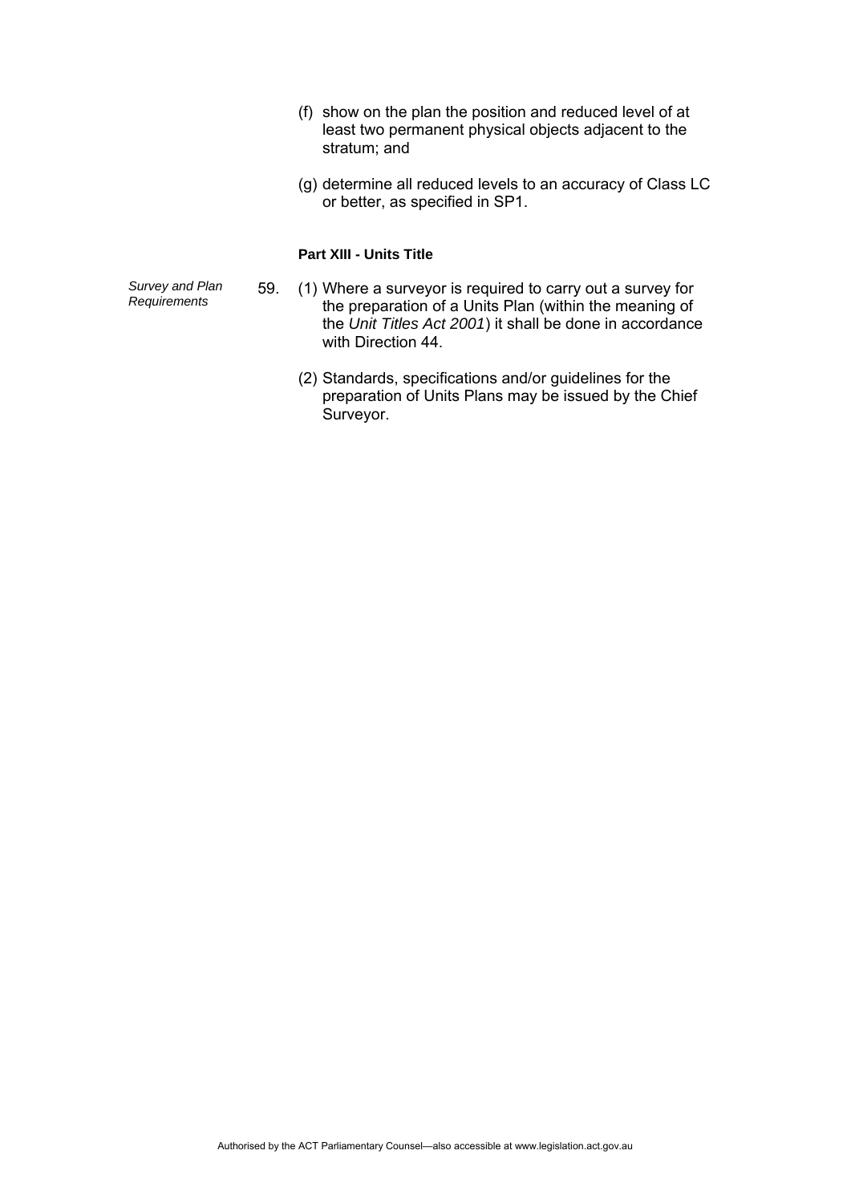(f) show on the plan the position and reduced level of at least two permanent physical objects adjacent to the stratum; and

(g) determine all reduced levels to an accuracy of Class LC or better, as specified in SP1.

**Part XIII - Units Title**

*Survey and Plan Requirements*

59. (1) Where a surveyor is required to carry out a survey for the preparation of a Units Plan (within the meaning of the *Unit Titles Act 2001*) it shall be done in accordance with Direction 44.

(2) Standards, specifications and/or guidelines for the preparation of Units Plans may be issued by the Chief Surveyor.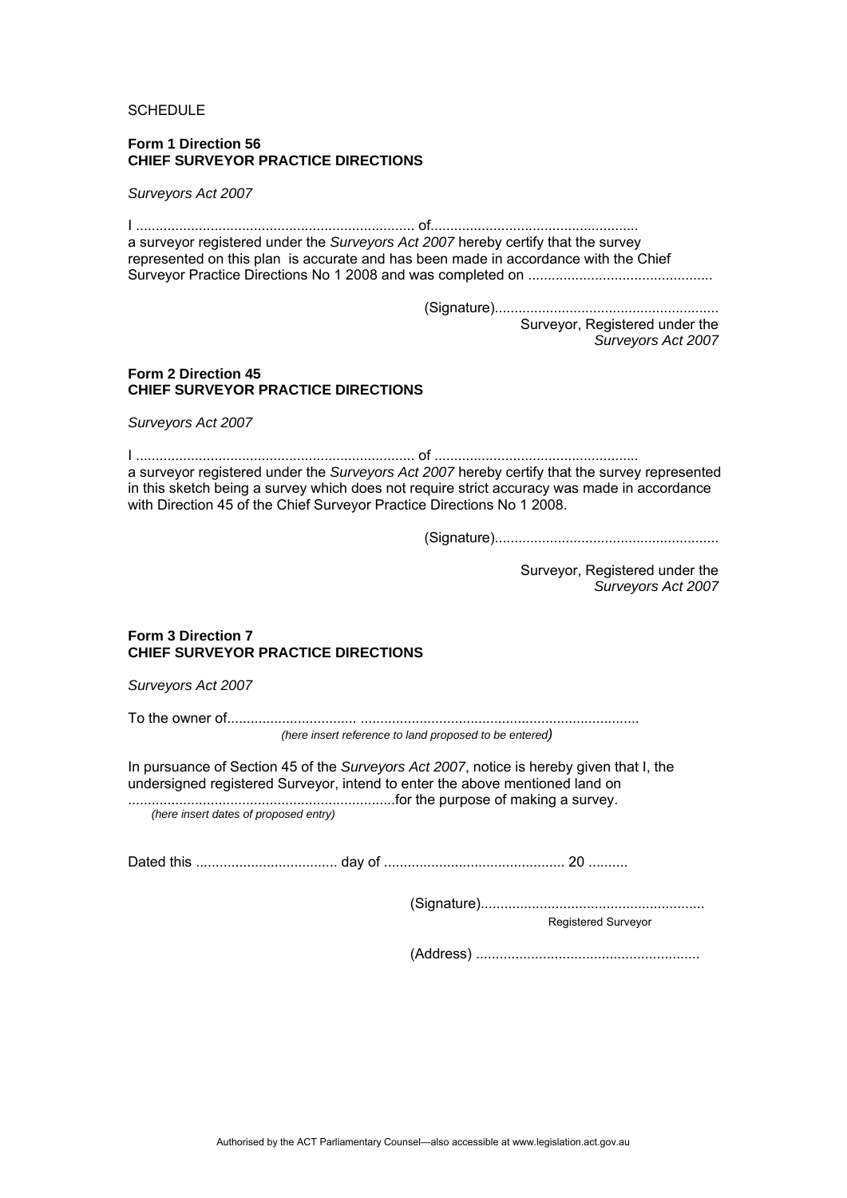SCHEDULE

**Form 1 Direction 56**
**CHIEF SURVEYOR PRACTICE DIRECTIONS**

*Surveyors Act 2007*

I ....................................................................... of....................................................
a surveyor registered under the *Surveyors Act 2007* hereby certify that the survey represented on this plan is accurate and has been made in accordance with the Chief Surveyor Practice Directions No 1 2008 and was completed on ..............................................

(Signature).........................................................
Surveyor, Registered under the *Surveyors Act 2007*

**Form 2 Direction 45**
**CHIEF SURVEYOR PRACTICE DIRECTIONS**

*Surveyors Act 2007*

I ....................................................................... of ....................................................
a surveyor registered under the *Surveyors Act 2007* hereby certify that the survey represented in this sketch being a survey which does not require strict accuracy was made in accordance with Direction 45 of the Chief Surveyor Practice Directions No 1 2008.

(Signature).........................................................

Surveyor, Registered under the *Surveyors Act 2007*

**Form 3 Direction 7**
**CHIEF SURVEYOR PRACTICE DIRECTIONS**

*Surveyors Act 2007*

To the owner of................................. ......................................................................
*(here insert reference to land proposed to be entered)*

In pursuance of Section 45 of the *Surveyors Act 2007*, notice is hereby given that I, the undersigned registered Surveyor, intend to enter the above mentioned land on ....................................................................for the purpose of making a survey.
*(here insert dates of proposed entry)*

Dated this .................................... day of ............................................. 20 ..........

(Signature)........................................................
Registered Surveyor

(Address) .........................................................